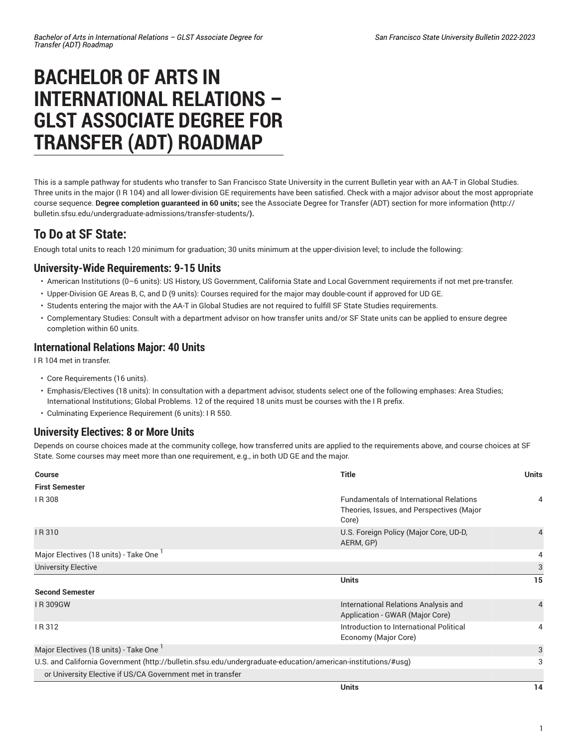# BACHELOR OF ARTS IN INTERNATIONAL RELATIONS – GLST ASSOCIATE DEGREE FOR TRANSFER (ADT) ROADMAP

This is a sample pathway for students who transfer to San Francisco State University in the current Bulletin year with an AA-T in Global Studies. Three units in the major (I R 104) and all lower-division GE requirements have been satisfied. Check with a major advisor about the most appropriate course sequence. **Degree completion guaranteed in 60 units;** see the Associate Degree for Transfer (ADT) section for more information **(**http://bulletin.sfsu.edu/undergraduate-admissions/transfer-students/**).**

## To Do at SF State:

Enough total units to reach 120 minimum for graduation; 30 units minimum at the upper-division level; to include the following:

### University-Wide Requirements: 9-15 Units

- American Institutions (0–6 units): US History, US Government, California State and Local Government requirements if not met pre-transfer.
- Upper-Division GE Areas B, C, and D (9 units): Courses required for the major may double-count if approved for UD GE.
- Students entering the major with the AA-T in Global Studies are not required to fulfill SF State Studies requirements.
- Complementary Studies: Consult with a department advisor on how transfer units and/or SF State units can be applied to ensure degree completion within 60 units.

### International Relations Major: 40 Units

I R 104 met in transfer.

- Core Requirements (16 units).
- Emphasis/Electives (18 units): In consultation with a department advisor, students select one of the following emphases: Area Studies; International Institutions; Global Problems. 12 of the required 18 units must be courses with the I R prefix.
- Culminating Experience Requirement (6 units): I R 550.

### University Electives: 8 or More Units

Depends on course choices made at the community college, how transferred units are applied to the requirements above, and course choices at SF State. Some courses may meet more than one requirement, e.g., in both UD GE and the major.

| Course | Title | Units |
|---|---|---|
| **First Semester** | | |
| I R 308 | Fundamentals of International Relations Theories, Issues, and Perspectives (Major Core) | 4 |
| I R 310 | U.S. Foreign Policy (Major Core, UD-D, AERM, GP) | 4 |
| Major Electives (18 units) - Take One [1] | | 4 |
| University Elective | | 3 |
| | **Units** | **15** |
| **Second Semester** | | |
| I R 309GW | International Relations Analysis and Application - GWAR (Major Core) | 4 |
| I R 312 | Introduction to International Political Economy (Major Core) | 4 |
| Major Electives (18 units) - Take One [1] | | 3 |
| U.S. and California Government (http://bulletin.sfsu.edu/undergraduate-education/american-institutions/#usg) | | 3 |
| or University Elective if US/CA Government met in transfer | | |
| | **Units** | **14** |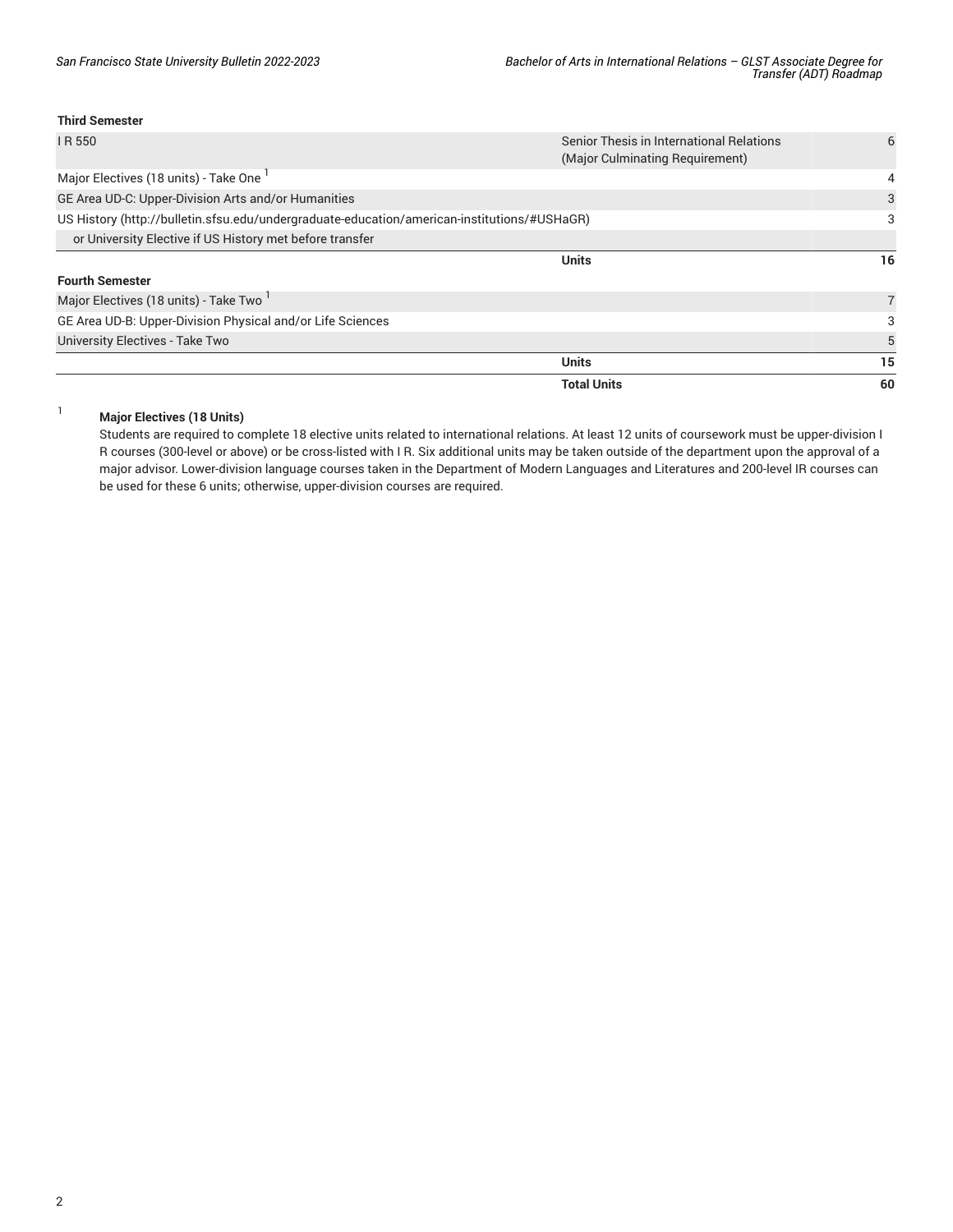| | | |
|---|---|---|
| **Third Semester** | | |
| I R 550 | Senior Thesis in International Relations (Major Culminating Requirement) | 6 |
| Major Electives (18 units) - Take One [1] | | 4 |
| GE Area UD-C: Upper-Division Arts and/or Humanities | | 3 |
| US History (http://bulletin.sfsu.edu/undergraduate-education/american-institutions/#USHaGR) or University Elective if US History met before transfer | | 3 |
| | **Units** | **16** |
| **Fourth Semester** | | |
| Major Electives (18 units) - Take Two [1] | | 7 |
| GE Area UD-B: Upper-Division Physical and/or Life Sciences | | 3 |
| University Electives - Take Two | | 5 |
| | **Units** | **15** |
| | **Total Units** | **60** |

[1] **Major Electives (18 Units)**

Students are required to complete 18 elective units related to international relations. At least 12 units of coursework must be upper-division I R courses (300-level or above) or be cross-listed with I R. Six additional units may be taken outside of the department upon the approval of a major advisor. Lower-division language courses taken in the Department of Modern Languages and Literatures and 200-level IR courses can be used for these 6 units; otherwise, upper-division courses are required.